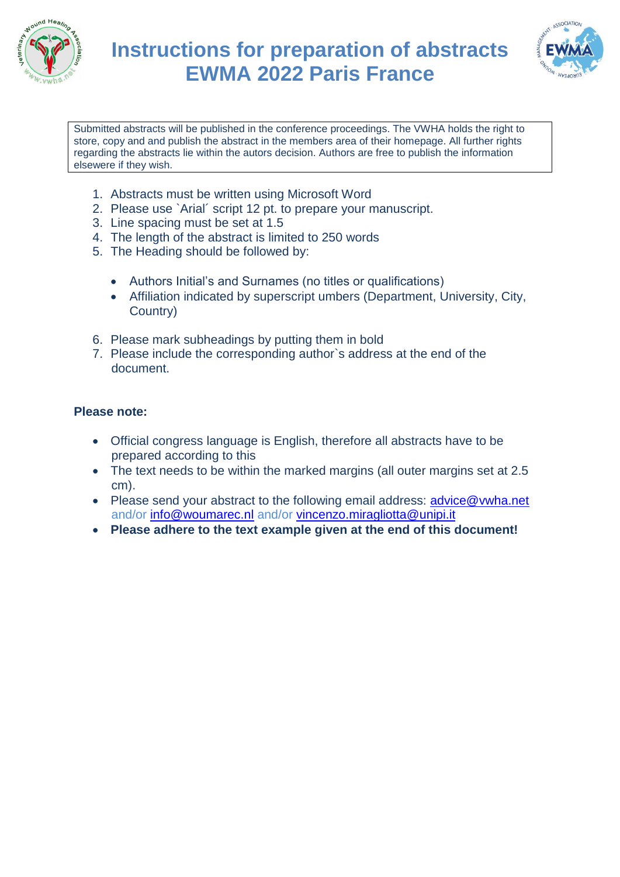# Instructions for preparation of abstracts EWMA 2022 Paris France

Submitted abstracts will be published in the conference proceedings. The VWHA holds the right to store, copy and and publish the abstract in the members area of their homepage. All further rights regarding the abstracts lie within the autors decision. Authors are free to publish the information elsewere if they wish.

1. Abstracts must be written using Microsoft Word
2. Please use `Arial´ script 12 pt. to prepare your manuscript.
3. Line spacing must be set at 1.5
4. The length of the abstract is limited to 250 words
5. The Heading should be followed by:
   - Authors Initial's and Surnames (no titles or qualifications)
   - Affiliation indicated by superscript umbers (Department, University, City, Country)
6. Please mark subheadings by putting them in bold
7. Please include the corresponding author`s address at the end of the document.

**Please note:**

- Official congress language is English, therefore all abstracts have to be prepared according to this
- The text needs to be within the marked margins (all outer margins set at 2.5 cm).
- Please send your abstract to the following email address: advice@vwha.net and/or info@woumarec.nl and/or vincenzo.miragliotta@unipi.it
- **Please adhere to the text example given at the end of this document!**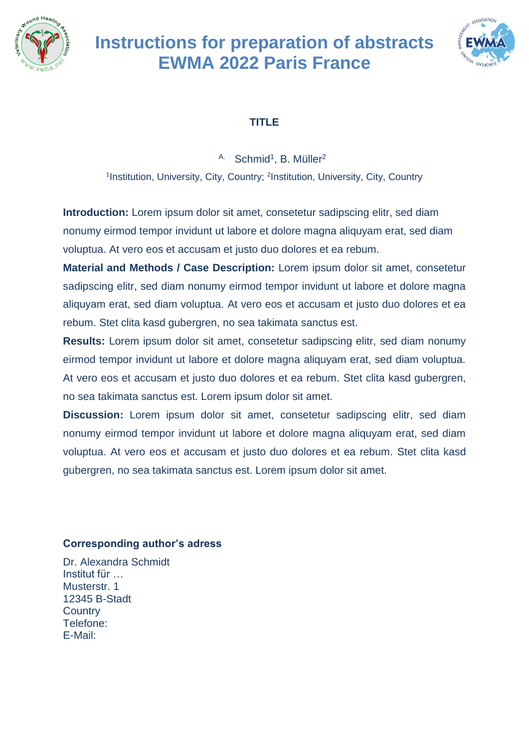# Instructions for preparation of abstracts EWMA 2022 Paris France

**TITLE**

A. Schmid[1], B. Müller[2]

[1]Institution, University, City, Country; [2]Institution, University, City, Country

**Introduction:** Lorem ipsum dolor sit amet, consetetur sadipscing elitr, sed diam nonumy eirmod tempor invidunt ut labore et dolore magna aliquyam erat, sed diam voluptua. At vero eos et accusam et justo duo dolores et ea rebum.

**Material and Methods / Case Description:** Lorem ipsum dolor sit amet, consetetur sadipscing elitr, sed diam nonumy eirmod tempor invidunt ut labore et dolore magna aliquyam erat, sed diam voluptua. At vero eos et accusam et justo duo dolores et ea rebum. Stet clita kasd gubergren, no sea takimata sanctus est.

**Results:** Lorem ipsum dolor sit amet, consetetur sadipscing elitr, sed diam nonumy eirmod tempor invidunt ut labore et dolore magna aliquyam erat, sed diam voluptua. At vero eos et accusam et justo duo dolores et ea rebum. Stet clita kasd gubergren, no sea takimata sanctus est. Lorem ipsum dolor sit amet.

**Discussion:** Lorem ipsum dolor sit amet, consetetur sadipscing elitr, sed diam nonumy eirmod tempor invidunt ut labore et dolore magna aliquyam erat, sed diam voluptua. At vero eos et accusam et justo duo dolores et ea rebum. Stet clita kasd gubergren, no sea takimata sanctus est. Lorem ipsum dolor sit amet.

**Corresponding author's adress**

Dr. Alexandra Schmidt
Institut für …
Musterstr. 1
12345 B-Stadt
Country
Telefone:
E-Mail: